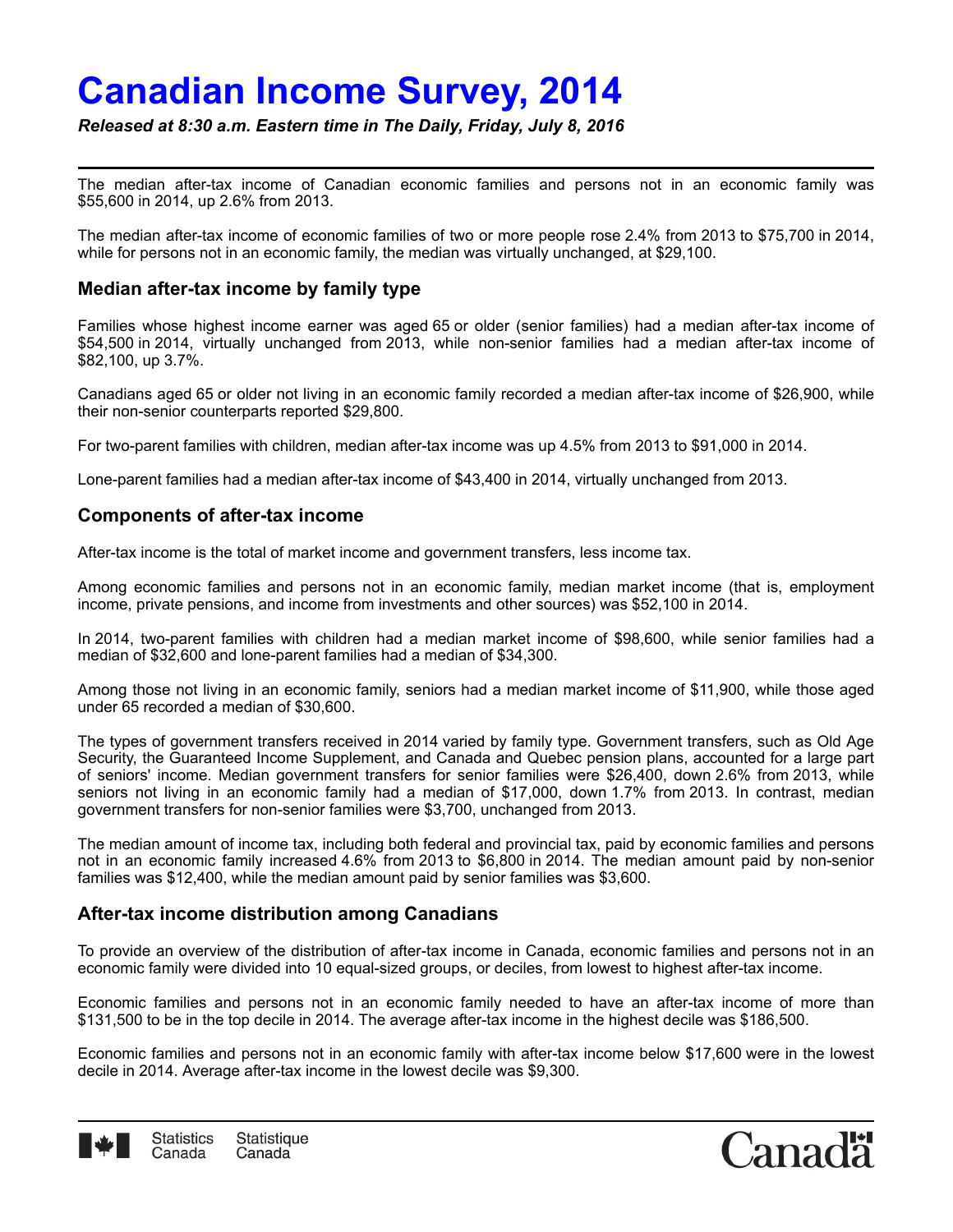# Canadian Income Survey, 2014

*Released at 8:30 a.m. Eastern time in The Daily, Friday, July 8, 2016*

The median after-tax income of Canadian economic families and persons not in an economic family was $55,600 in 2014, up 2.6% from 2013.

The median after-tax income of economic families of two or more people rose 2.4% from 2013 to $75,700 in 2014, while for persons not in an economic family, the median was virtually unchanged, at $29,100.

## Median after-tax income by family type

Families whose highest income earner was aged 65 or older (senior families) had a median after-tax income of $54,500 in 2014, virtually unchanged from 2013, while non-senior families had a median after-tax income of $82,100, up 3.7%.

Canadians aged 65 or older not living in an economic family recorded a median after-tax income of $26,900, while their non-senior counterparts reported $29,800.

For two-parent families with children, median after-tax income was up 4.5% from 2013 to $91,000 in 2014.

Lone-parent families had a median after-tax income of $43,400 in 2014, virtually unchanged from 2013.

## Components of after-tax income

After-tax income is the total of market income and government transfers, less income tax.

Among economic families and persons not in an economic family, median market income (that is, employment income, private pensions, and income from investments and other sources) was $52,100 in 2014.

In 2014, two-parent families with children had a median market income of $98,600, while senior families had a median of $32,600 and lone-parent families had a median of $34,300.

Among those not living in an economic family, seniors had a median market income of $11,900, while those aged under 65 recorded a median of $30,600.

The types of government transfers received in 2014 varied by family type. Government transfers, such as Old Age Security, the Guaranteed Income Supplement, and Canada and Quebec pension plans, accounted for a large part of seniors' income. Median government transfers for senior families were $26,400, down 2.6% from 2013, while seniors not living in an economic family had a median of $17,000, down 1.7% from 2013. In contrast, median government transfers for non-senior families were $3,700, unchanged from 2013.

The median amount of income tax, including both federal and provincial tax, paid by economic families and persons not in an economic family increased 4.6% from 2013 to $6,800 in 2014. The median amount paid by non-senior families was $12,400, while the median amount paid by senior families was $3,600.

## After-tax income distribution among Canadians

To provide an overview of the distribution of after-tax income in Canada, economic families and persons not in an economic family were divided into 10 equal-sized groups, or deciles, from lowest to highest after-tax income.

Economic families and persons not in an economic family needed to have an after-tax income of more than $131,500 to be in the top decile in 2014. The average after-tax income in the highest decile was $186,500.

Economic families and persons not in an economic family with after-tax income below $17,600 were in the lowest decile in 2014. Average after-tax income in the lowest decile was $9,300.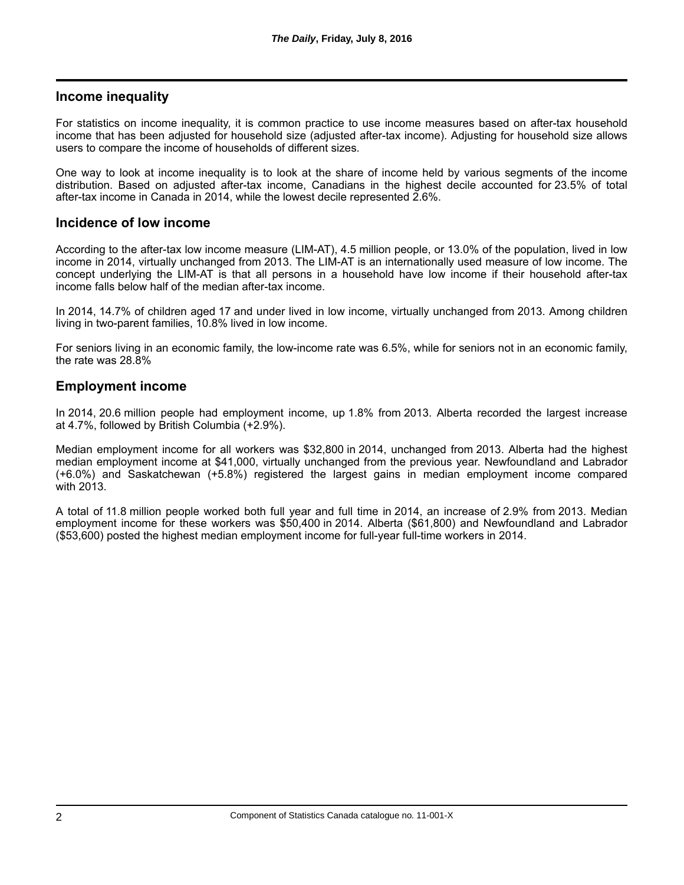## Income inequality

For statistics on income inequality, it is common practice to use income measures based on after-tax household income that has been adjusted for household size (adjusted after-tax income). Adjusting for household size allows users to compare the income of households of different sizes.

One way to look at income inequality is to look at the share of income held by various segments of the income distribution. Based on adjusted after-tax income, Canadians in the highest decile accounted for 23.5% of total after-tax income in Canada in 2014, while the lowest decile represented 2.6%.

## Incidence of low income

According to the after-tax low income measure (LIM-AT), 4.5 million people, or 13.0% of the population, lived in low income in 2014, virtually unchanged from 2013. The LIM-AT is an internationally used measure of low income. The concept underlying the LIM-AT is that all persons in a household have low income if their household after-tax income falls below half of the median after-tax income.

In 2014, 14.7% of children aged 17 and under lived in low income, virtually unchanged from 2013. Among children living in two-parent families, 10.8% lived in low income.

For seniors living in an economic family, the low-income rate was 6.5%, while for seniors not in an economic family, the rate was 28.8%

## Employment income

In 2014, 20.6 million people had employment income, up 1.8% from 2013. Alberta recorded the largest increase at 4.7%, followed by British Columbia (+2.9%).

Median employment income for all workers was $32,800 in 2014, unchanged from 2013. Alberta had the highest median employment income at $41,000, virtually unchanged from the previous year. Newfoundland and Labrador (+6.0%) and Saskatchewan (+5.8%) registered the largest gains in median employment income compared with 2013.

A total of 11.8 million people worked both full year and full time in 2014, an increase of 2.9% from 2013. Median employment income for these workers was $50,400 in 2014. Alberta ($61,800) and Newfoundland and Labrador ($53,600) posted the highest median employment income for full-year full-time workers in 2014.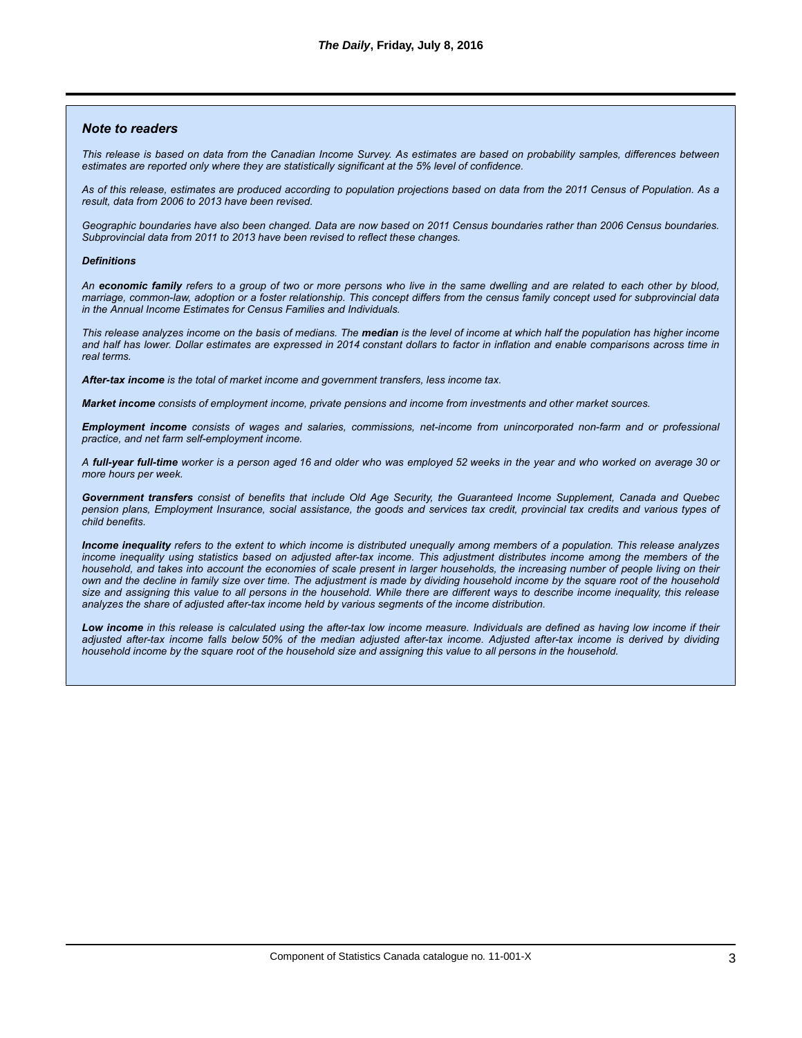## *Note to readers*

*This release is based on data from the Canadian Income Survey. As estimates are based on probability samples, differences between estimates are reported only where they are statistically significant at the 5% level of confidence.*

*As of this release, estimates are produced according to population projections based on data from the 2011 Census of Population. As a result, data from 2006 to 2013 have been revised.*

*Geographic boundaries have also been changed. Data are now based on 2011 Census boundaries rather than 2006 Census boundaries. Subprovincial data from 2011 to 2013 have been revised to reflect these changes.*

### *Definitions*

*An **economic family** refers to a group of two or more persons who live in the same dwelling and are related to each other by blood, marriage, common-law, adoption or a foster relationship. This concept differs from the census family concept used for subprovincial data in the Annual Income Estimates for Census Families and Individuals.*

*This release analyzes income on the basis of medians. The **median** is the level of income at which half the population has higher income and half has lower. Dollar estimates are expressed in 2014 constant dollars to factor in inflation and enable comparisons across time in real terms.*

***After-tax income** is the total of market income and government transfers, less income tax.*

***Market income** consists of employment income, private pensions and income from investments and other market sources.*

***Employment income** consists of wages and salaries, commissions, net-income from unincorporated non-farm and or professional practice, and net farm self-employment income.*

*A **full-year full-time** worker is a person aged 16 and older who was employed 52 weeks in the year and who worked on average 30 or more hours per week.*

***Government transfers** consist of benefits that include Old Age Security, the Guaranteed Income Supplement, Canada and Quebec pension plans, Employment Insurance, social assistance, the goods and services tax credit, provincial tax credits and various types of child benefits.*

***Income inequality** refers to the extent to which income is distributed unequally among members of a population. This release analyzes income inequality using statistics based on adjusted after-tax income. This adjustment distributes income among the members of the household, and takes into account the economies of scale present in larger households, the increasing number of people living on their own and the decline in family size over time. The adjustment is made by dividing household income by the square root of the household size and assigning this value to all persons in the household. While there are different ways to describe income inequality, this release analyzes the share of adjusted after-tax income held by various segments of the income distribution.*

***Low income** in this release is calculated using the after-tax low income measure. Individuals are defined as having low income if their adjusted after-tax income falls below 50% of the median adjusted after-tax income. Adjusted after-tax income is derived by dividing household income by the square root of the household size and assigning this value to all persons in the household.*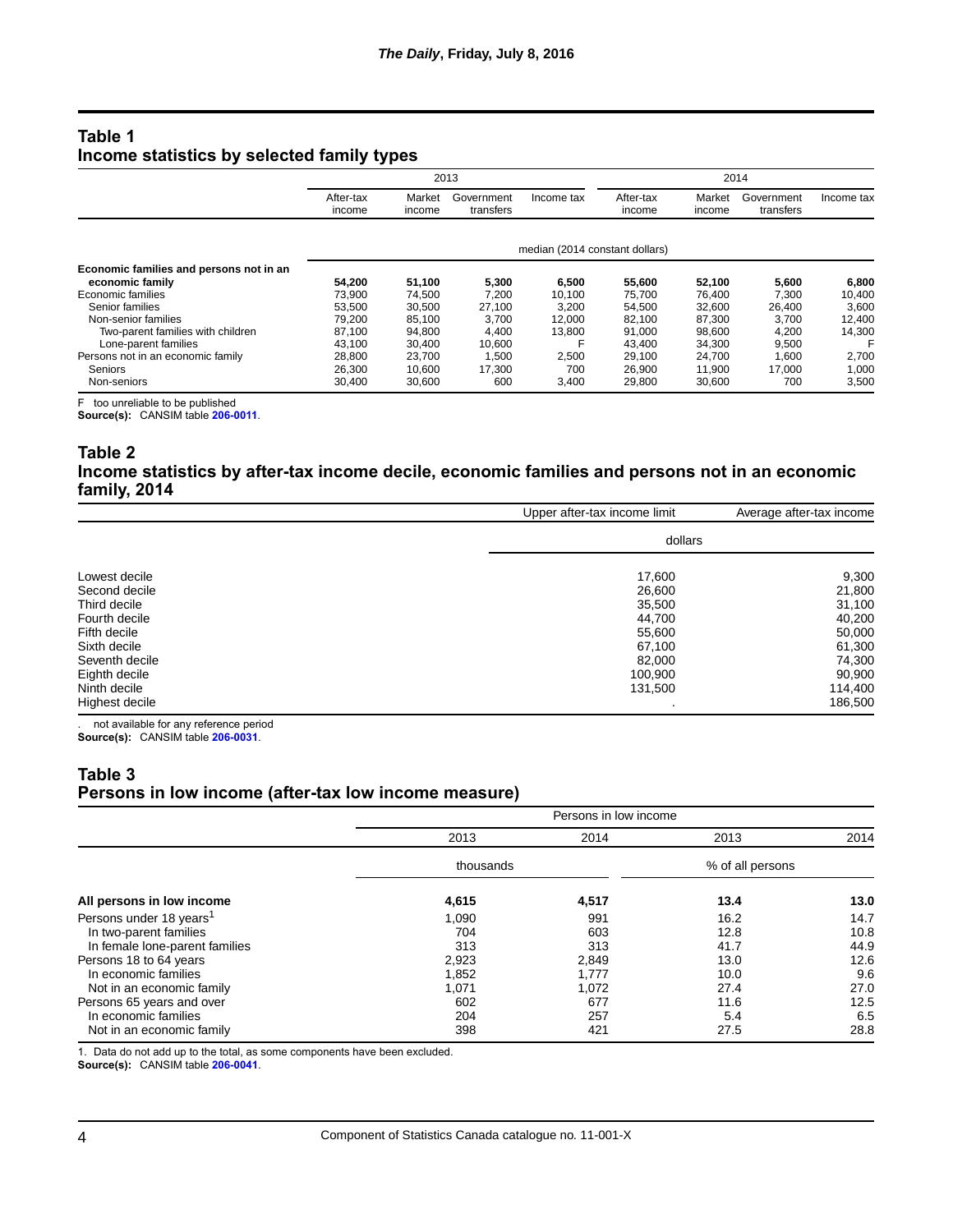## Table 1
## Income statistics by selected family types

| | 2013 | | | | 2014 | | | |
|---|---|---|---|---|---|---|---|---|
| | After-tax income | Market income | Government transfers | Income tax | After-tax income | Market income | Government transfers | Income tax |
| | median (2014 constant dollars) | | | | | | | |
| **Economic families and persons not in an economic family** | **54,200** | **51,100** | **5,300** | **6,500** | **55,600** | **52,100** | **5,600** | **6,800** |
| Economic families | 73,900 | 74,500 | 7,200 | 10,100 | 75,700 | 76,400 | 7,300 | 10,400 |
| Senior families | 53,500 | 30,500 | 27,100 | 3,200 | 54,500 | 32,600 | 26,400 | 3,600 |
| Non-senior families | 79,200 | 85,100 | 3,700 | 12,000 | 82,100 | 87,300 | 3,700 | 12,400 |
| Two-parent families with children | 87,100 | 94,800 | 4,400 | 13,800 | 91,000 | 98,600 | 4,200 | 14,300 |
| Lone-parent families | 43,100 | 30,400 | 10,600 | F | 43,400 | 34,300 | 9,500 | F |
| Persons not in an economic family | 28,800 | 23,700 | 1,500 | 2,500 | 29,100 | 24,700 | 1,600 | 2,700 |
| Seniors | 26,300 | 10,600 | 17,300 | 700 | 26,900 | 11,900 | 17,000 | 1,000 |
| Non-seniors | 30,400 | 30,600 | 600 | 3,400 | 29,800 | 30,600 | 700 | 3,500 |

F too unreliable to be published
**Source(s):** CANSIM table **206-0011**.

## Table 2
## Income statistics by after-tax income decile, economic families and persons not in an economic family, 2014

| | Upper after-tax income limit | Average after-tax income |
|---|---|---|
| | dollars | |
| Lowest decile | 17,600 | 9,300 |
| Second decile | 26,600 | 21,800 |
| Third decile | 35,500 | 31,100 |
| Fourth decile | 44,700 | 40,200 |
| Fifth decile | 55,600 | 50,000 |
| Sixth decile | 67,100 | 61,300 |
| Seventh decile | 82,000 | 74,300 |
| Eighth decile | 100,900 | 90,900 |
| Ninth decile | 131,500 | 114,400 |
| Highest decile | . | 186,500 |

. not available for any reference period
**Source(s):** CANSIM table **206-0031**.

## Table 3
## Persons in low income (after-tax low income measure)

| | Persons in low income | | | |
|---|---|---|---|---|
| | 2013 | 2014 | 2013 | 2014 |
| | thousands | | % of all persons | |
| **All persons in low income** | **4,615** | **4,517** | **13.4** | **13.0** |
| Persons under 18 years[1] | 1,090 | 991 | 16.2 | 14.7 |
| In two-parent families | 704 | 603 | 12.8 | 10.8 |
| In female lone-parent families | 313 | 313 | 41.7 | 44.9 |
| Persons 18 to 64 years | 2,923 | 2,849 | 13.0 | 12.6 |
| In economic families | 1,852 | 1,777 | 10.0 | 9.6 |
| Not in an economic family | 1,071 | 1,072 | 27.4 | 27.0 |
| Persons 65 years and over | 602 | 677 | 11.6 | 12.5 |
| In economic families | 204 | 257 | 5.4 | 6.5 |
| Not in an economic family | 398 | 421 | 27.5 | 28.8 |

1. Data do not add up to the total, as some components have been excluded.
**Source(s):** CANSIM table **206-0041**.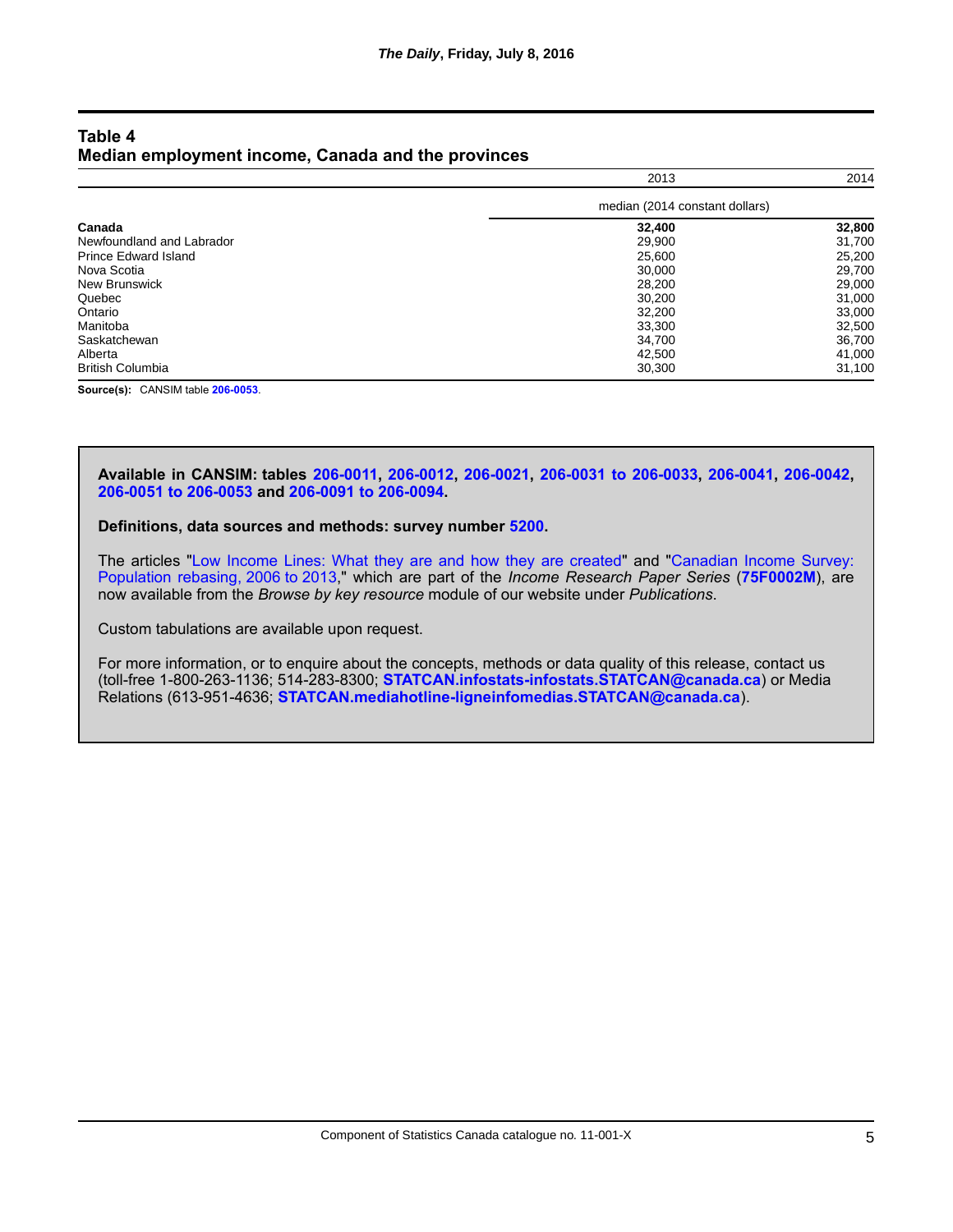## Table 4
## Median employment income, Canada and the provinces

| | 2013 | 2014 |
|---|---|---|
| | median (2014 constant dollars) | |
| **Canada** | **32,400** | **32,800** |
| Newfoundland and Labrador | 29,900 | 31,700 |
| Prince Edward Island | 25,600 | 25,200 |
| Nova Scotia | 30,000 | 29,700 |
| New Brunswick | 28,200 | 29,000 |
| Quebec | 30,200 | 31,000 |
| Ontario | 32,200 | 33,000 |
| Manitoba | 33,300 | 32,500 |
| Saskatchewan | 34,700 | 36,700 |
| Alberta | 42,500 | 41,000 |
| British Columbia | 30,300 | 31,100 |

**Source(s):** CANSIM table 206-0053.

**Available in CANSIM: tables 206-0011, 206-0012, 206-0021, 206-0031 to 206-0033, 206-0041, 206-0042, 206-0051 to 206-0053 and 206-0091 to 206-0094.**

**Definitions, data sources and methods: survey number 5200.**

The articles "Low Income Lines: What they are and how they are created" and "Canadian Income Survey: Population rebasing, 2006 to 2013," which are part of the *Income Research Paper Series* (**75F0002M**), are now available from the *Browse by key resource* module of our website under *Publications*.

Custom tabulations are available upon request.

For more information, or to enquire about the concepts, methods or data quality of this release, contact us (toll-free 1-800-263-1136; 514-283-8300; **STATCAN.infostats-infostats.STATCAN@canada.ca**) or Media Relations (613-951-4636; **STATCAN.mediahotline-ligneinfomedias.STATCAN@canada.ca**).